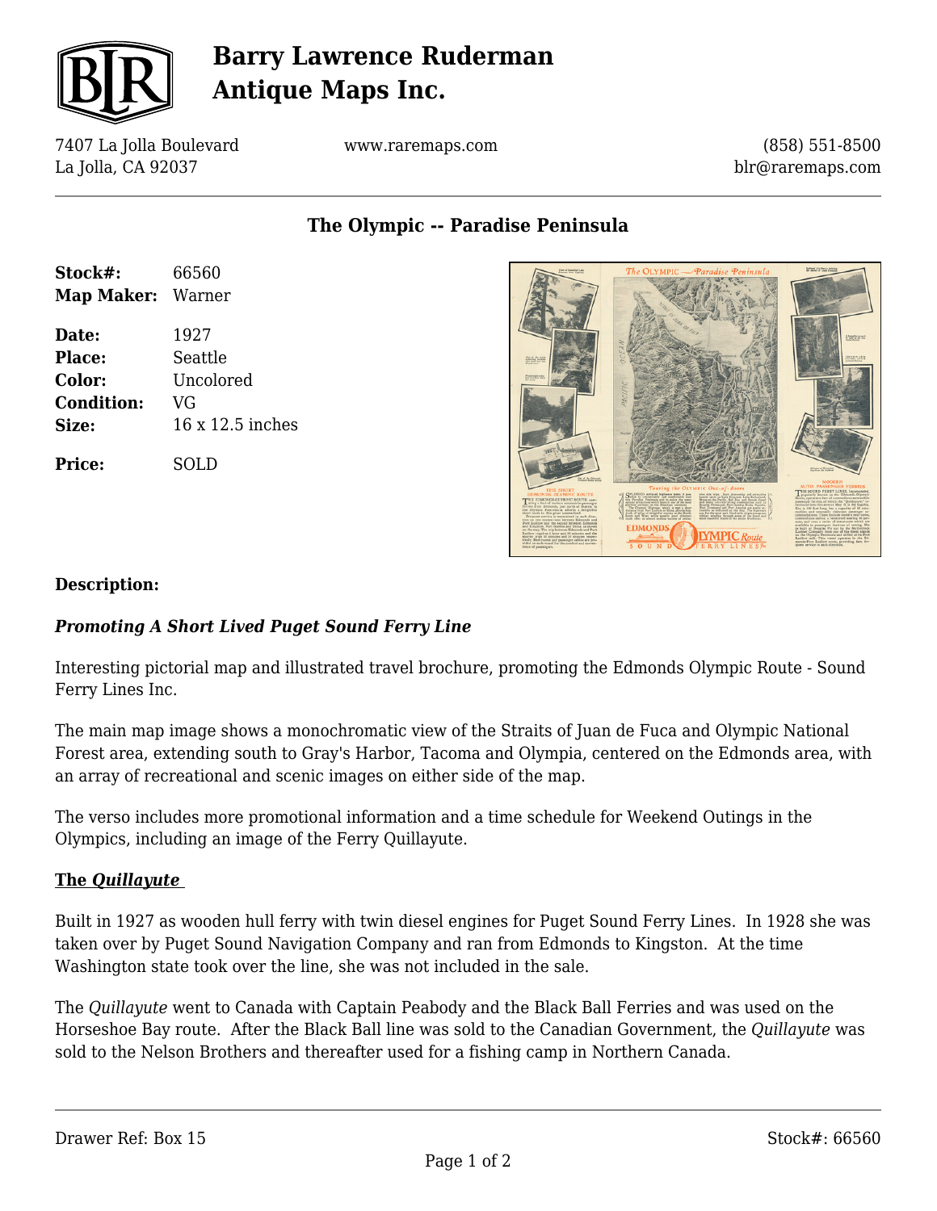# Barry Lawrence Ruderman Antique Maps Inc.

7407 La Jolla Boulevard
La Jolla, CA 92037

www.raremaps.com

(858) 551-8500
blr@raremaps.com

## The Olympic -- Paradise Peninsula

| | |
|---|---|
| **Stock#:** | 66560 |
| **Map Maker:** | Warner |
| **Date:** | 1927 |
| **Place:** | Seattle |
| **Color:** | Uncolored |
| **Condition:** | VG |
| **Size:** | 16 x 12.5 inches |
| **Price:** | SOLD |

### Description:

***Promoting A Short Lived Puget Sound Ferry Line***

Interesting pictorial map and illustrated travel brochure, promoting the Edmonds Olympic Route - Sound Ferry Lines Inc.

The main map image shows a monochromatic view of the Straits of Juan de Fuca and Olympic National Forest area, extending south to Gray's Harbor, Tacoma and Olympia, centered on the Edmonds area, with an array of recreational and scenic images on either side of the map.

The verso includes more promotional information and a time schedule for Weekend Outings in the Olympics, including an image of the Ferry Quillayute.

**The *Quillayute***

Built in 1927 as wooden hull ferry with twin diesel engines for Puget Sound Ferry Lines. In 1928 she was taken over by Puget Sound Navigation Company and ran from Edmonds to Kingston. At the time Washington state took over the line, she was not included in the sale.

The *Quillayute* went to Canada with Captain Peabody and the Black Ball Ferries and was used on the Horseshoe Bay route. After the Black Ball line was sold to the Canadian Government, the *Quillayute* was sold to the Nelson Brothers and thereafter used for a fishing camp in Northern Canada.

Drawer Ref: Box 15

Stock#: 66560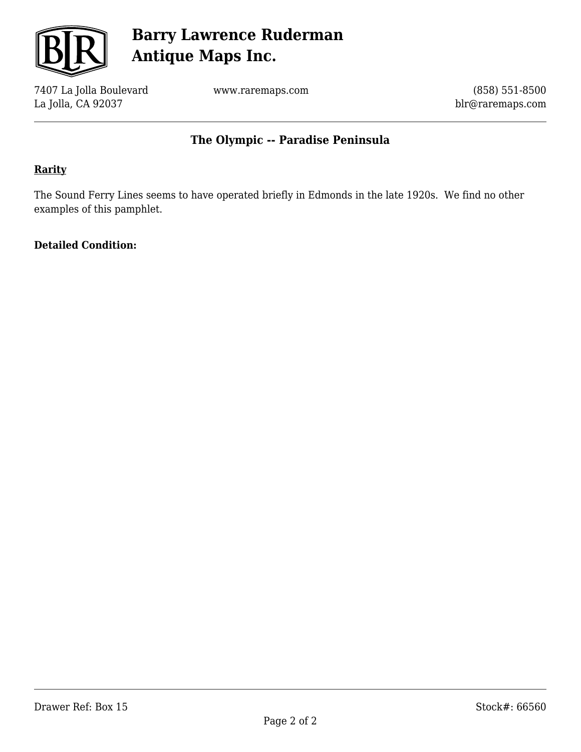## The Olympic -- Paradise Peninsula

**Rarity**

The Sound Ferry Lines seems to have operated briefly in Edmonds in the late 1920s. We find no other examples of this pamphlet.

**Detailed Condition:**

Drawer Ref: Box 15

Stock#: 66560